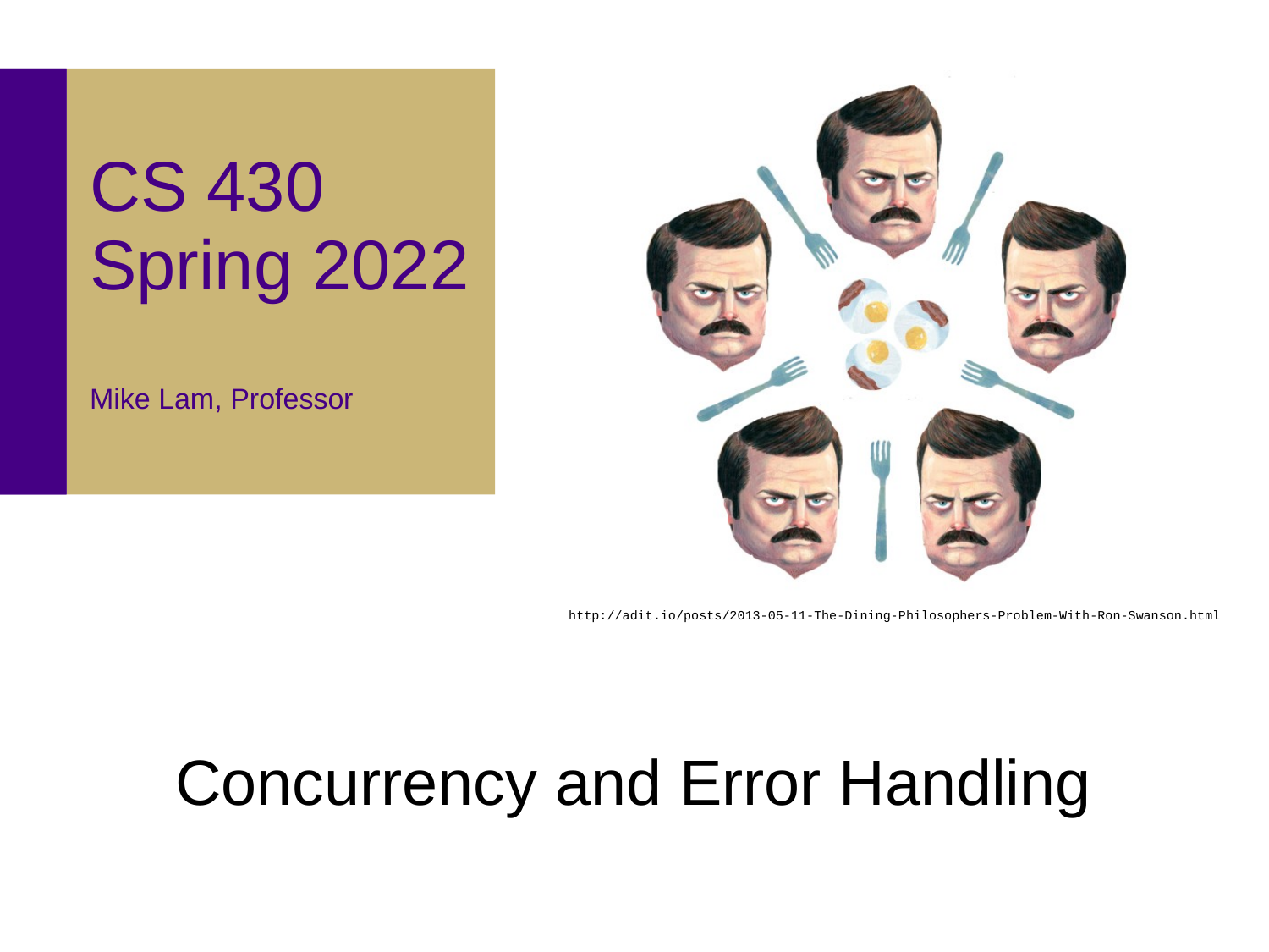# CS 430 Spring 2022

Mike Lam, Professor

http://adit.io/posts/2013-05-11-The-Dining-Philosophers-Problem-With-Ron-Swanson.html

# Concurrency and Error Handling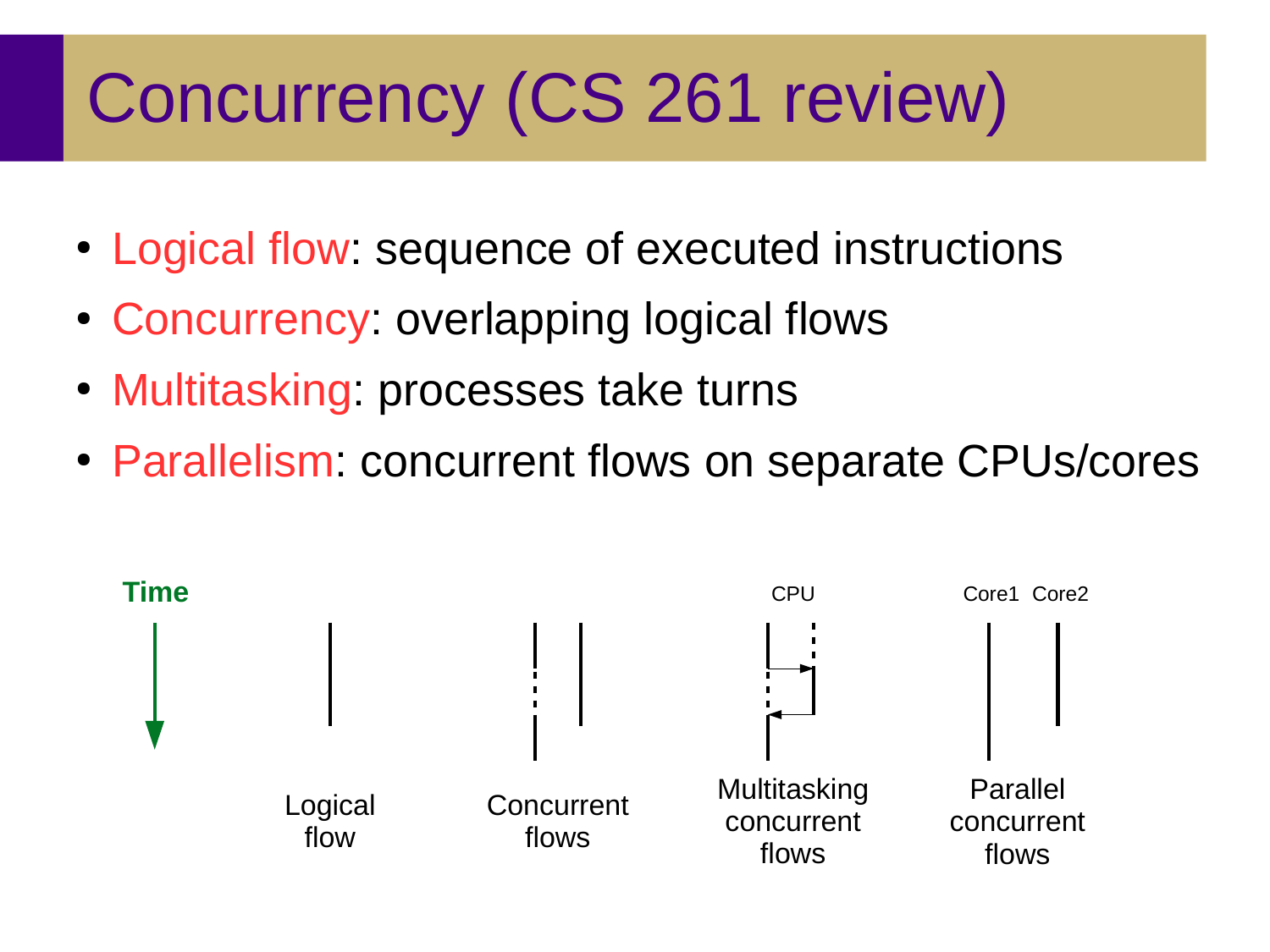# Concurrency (CS 261 review)

- Logical flow: sequence of executed instructions
- Concurrency: overlapping logical flows
- Multitasking: processes take turns
- Parallelism: concurrent flows on separate CPUs/cores

Time

Logical flow

Concurrent flows

CPU

Multitasking concurrent flows

Core1 Core2

Parallel concurrent flows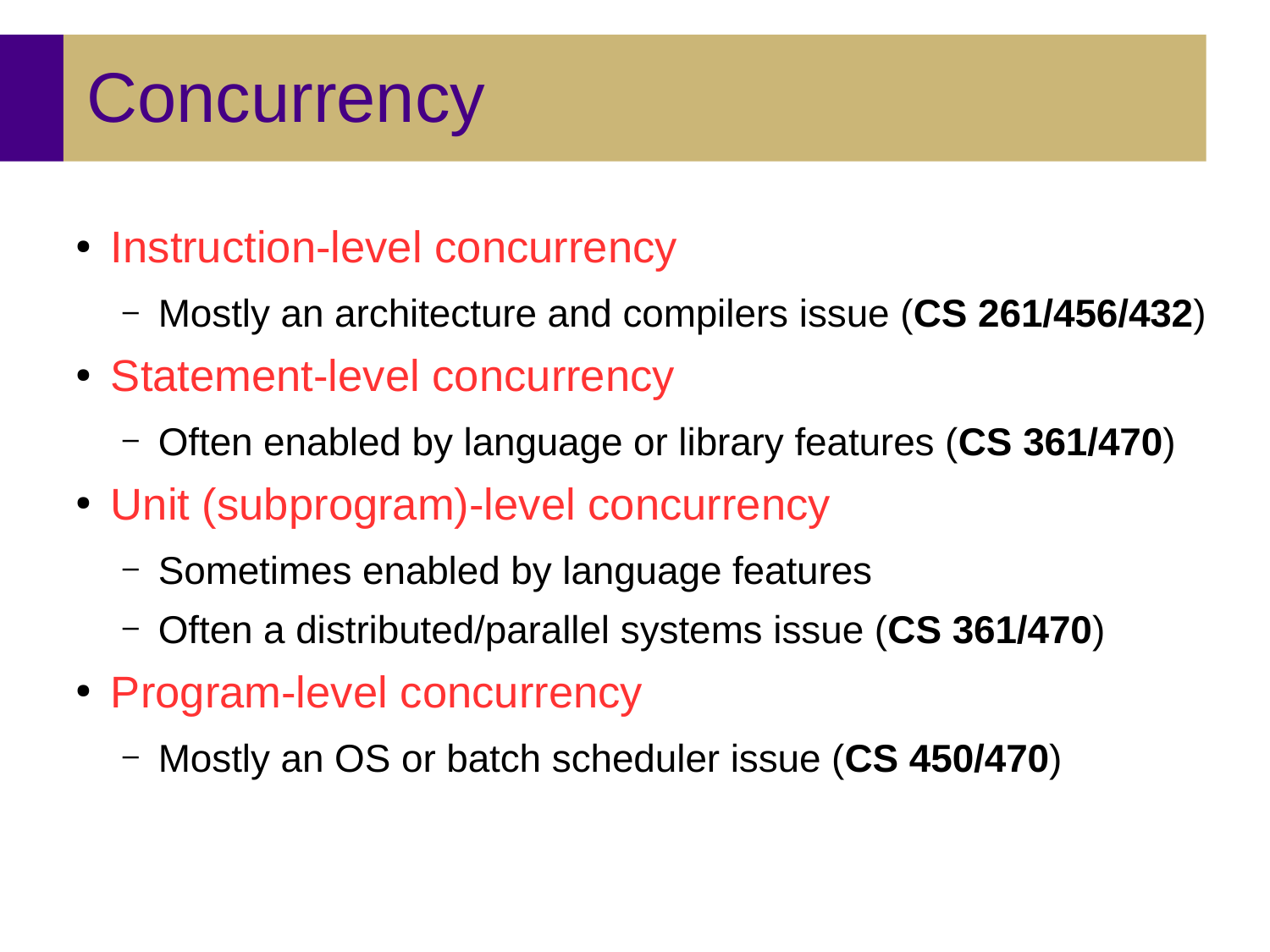# Concurrency

- Instruction-level concurrency
  - Mostly an architecture and compilers issue (**CS 261/456/432**)
- Statement-level concurrency
  - Often enabled by language or library features (**CS 361/470**)
- Unit (subprogram)-level concurrency
  - Sometimes enabled by language features
  - Often a distributed/parallel systems issue (**CS 361/470**)
- Program-level concurrency
  - Mostly an OS or batch scheduler issue (**CS 450/470**)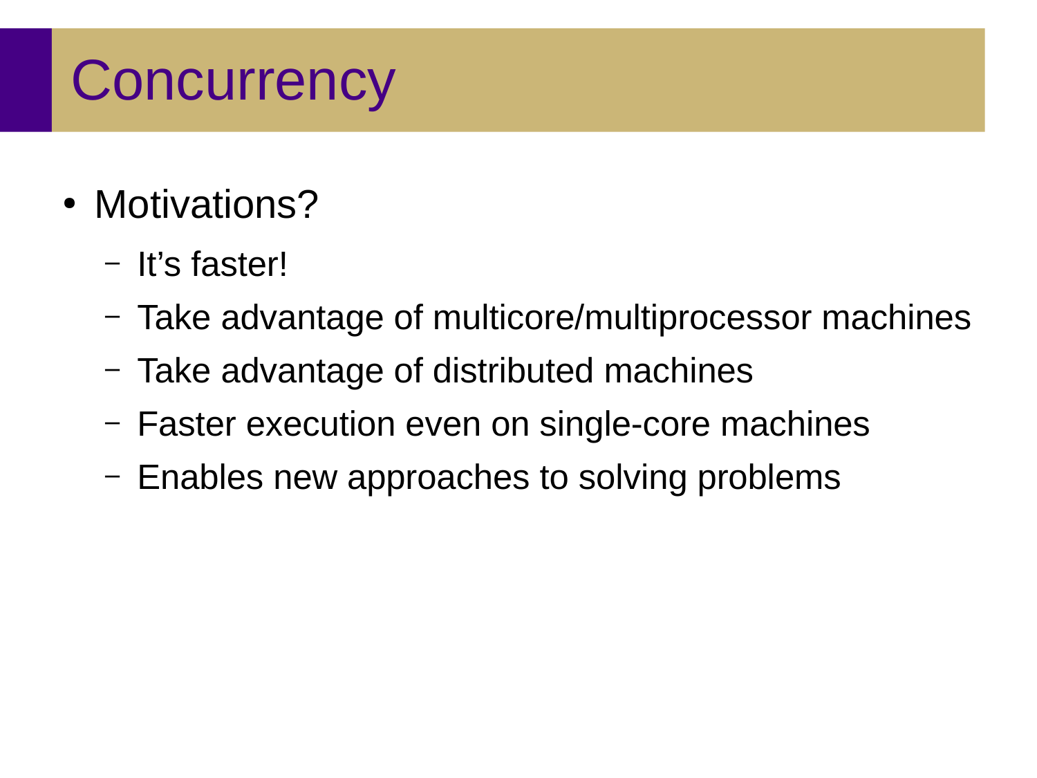# Concurrency

- Motivations?
  - It’s faster!
  - Take advantage of multicore/multiprocessor machines
  - Take advantage of distributed machines
  - Faster execution even on single-core machines
  - Enables new approaches to solving problems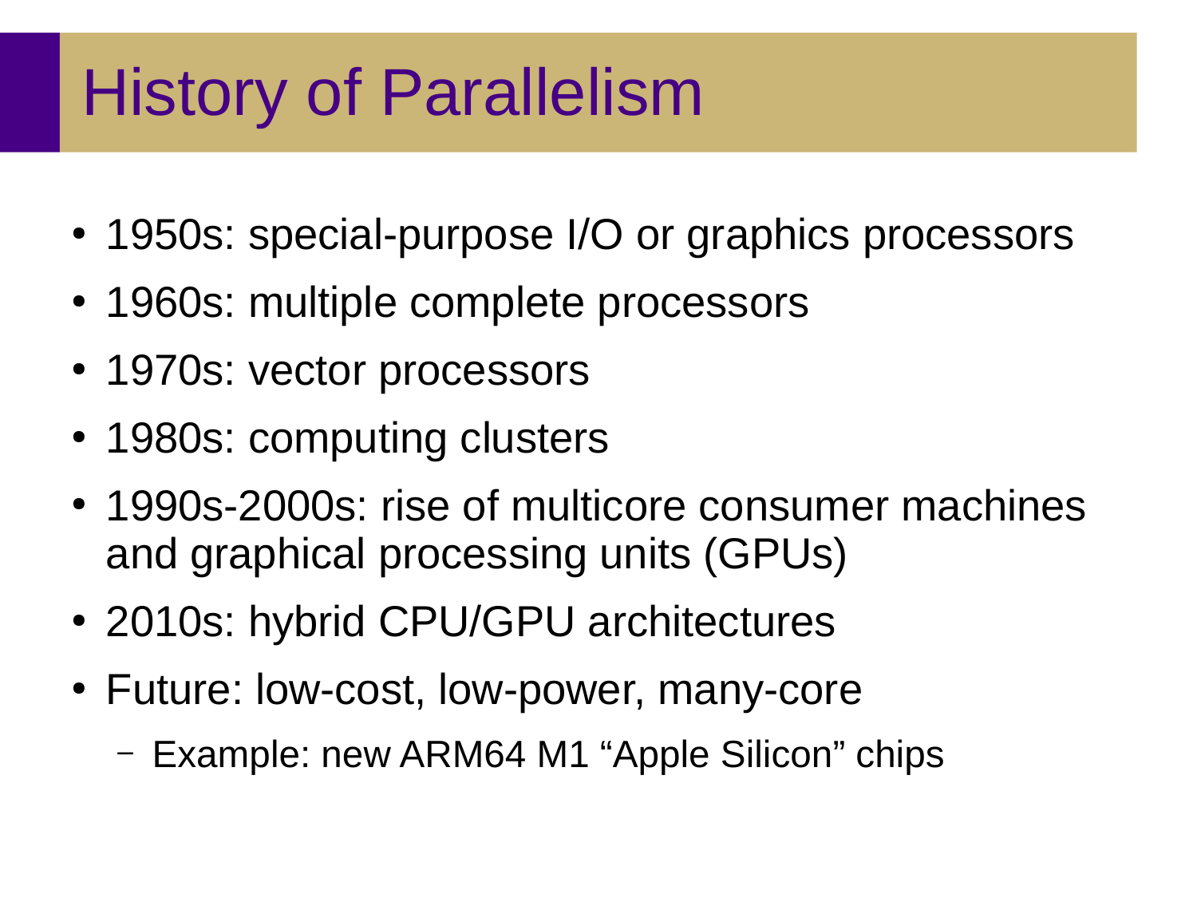# History of Parallelism

- 1950s: special-purpose I/O or graphics processors
- 1960s: multiple complete processors
- 1970s: vector processors
- 1980s: computing clusters
- 1990s-2000s: rise of multicore consumer machines and graphical processing units (GPUs)
- 2010s: hybrid CPU/GPU architectures
- Future: low-cost, low-power, many-core
  - Example: new ARM64 M1 "Apple Silicon" chips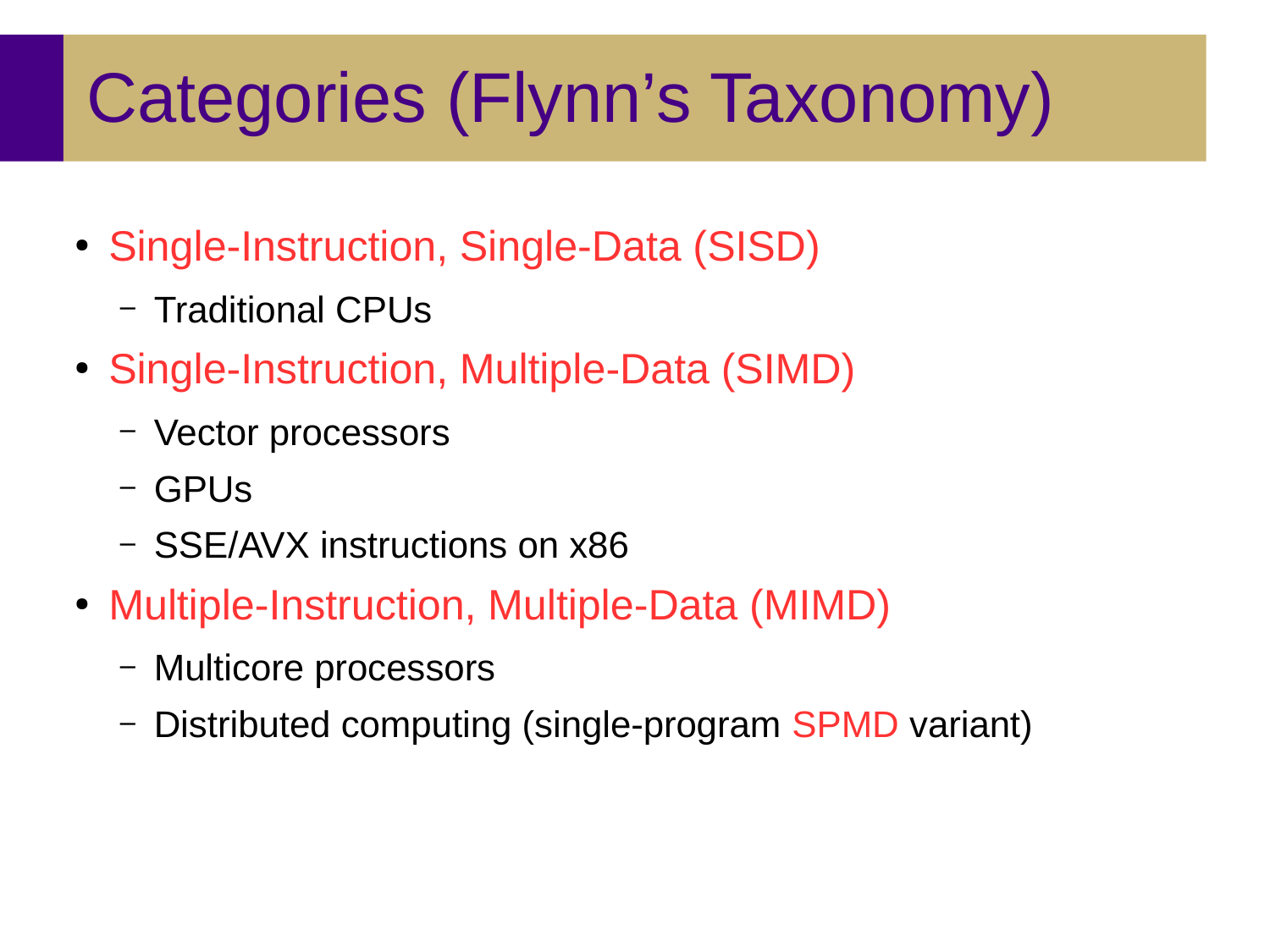# Categories (Flynn's Taxonomy)

- Single-Instruction, Single-Data (SISD)
  - Traditional CPUs
- Single-Instruction, Multiple-Data (SIMD)
  - Vector processors
  - GPUs
  - SSE/AVX instructions on x86
- Multiple-Instruction, Multiple-Data (MIMD)
  - Multicore processors
  - Distributed computing (single-program SPMD variant)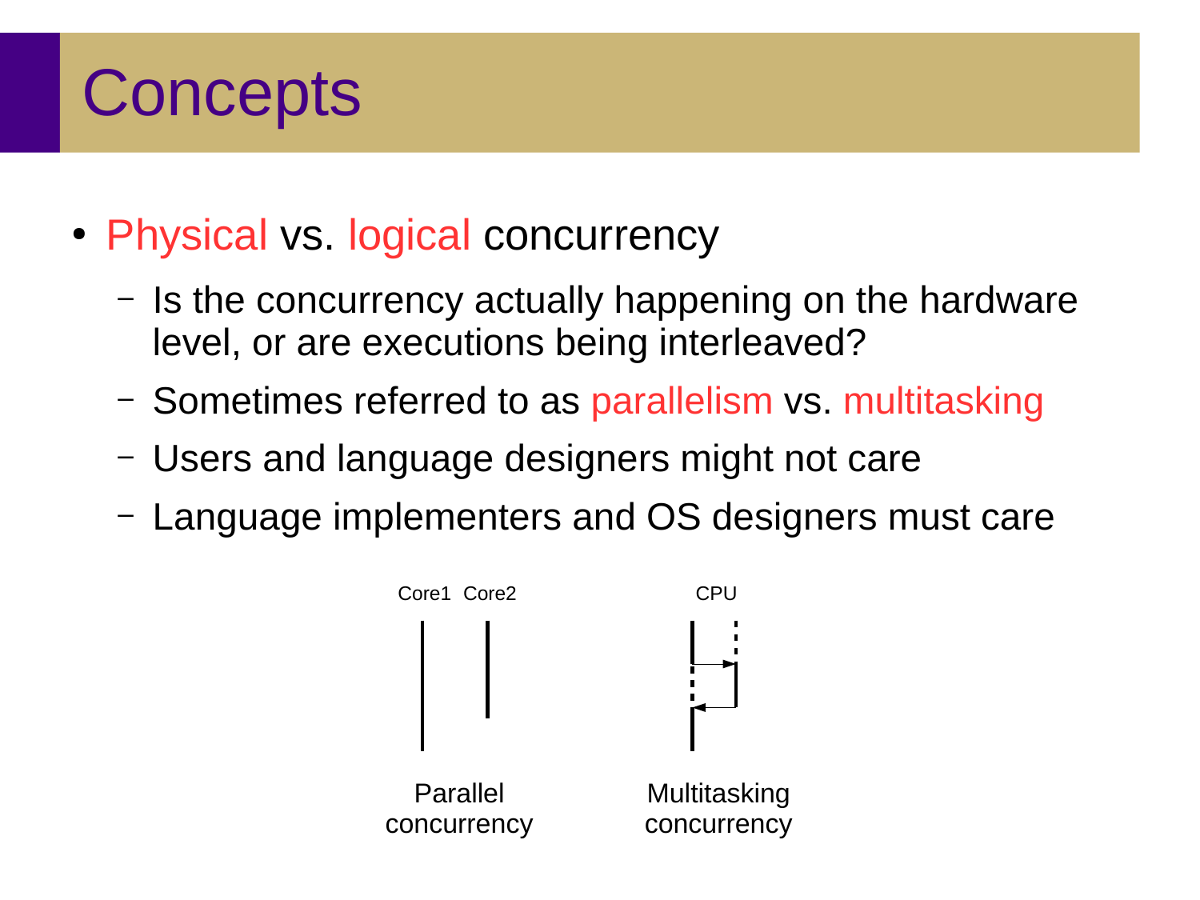# Concepts

- Physical vs. logical concurrency
  - Is the concurrency actually happening on the hardware level, or are executions being interleaved?
  - Sometimes referred to as parallelism vs. multitasking
  - Users and language designers might not care
  - Language implementers and OS designers must care

Core1 Core2

Parallel concurrency

CPU

Multitasking concurrency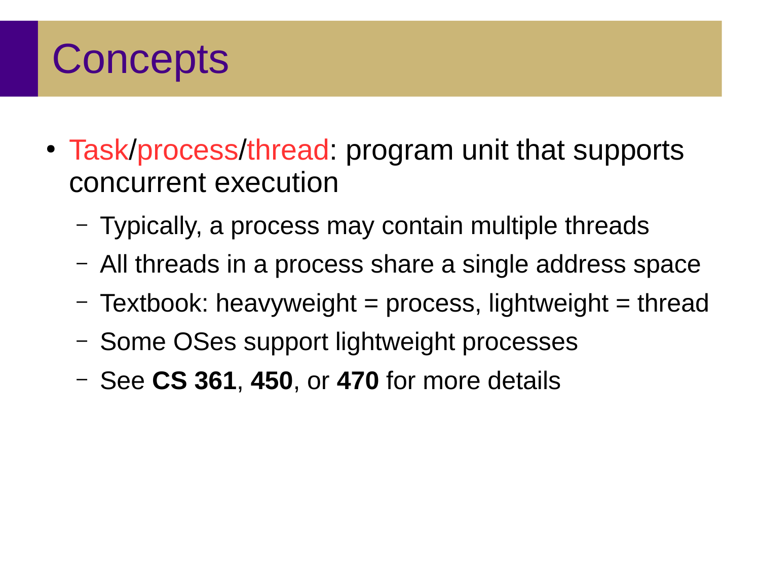# Concepts

- Task/process/thread: program unit that supports concurrent execution
  - Typically, a process may contain multiple threads
  - All threads in a process share a single address space
  - Textbook: heavyweight = process, lightweight = thread
  - Some OSes support lightweight processes
  - See **CS 361**, **450**, or **470** for more details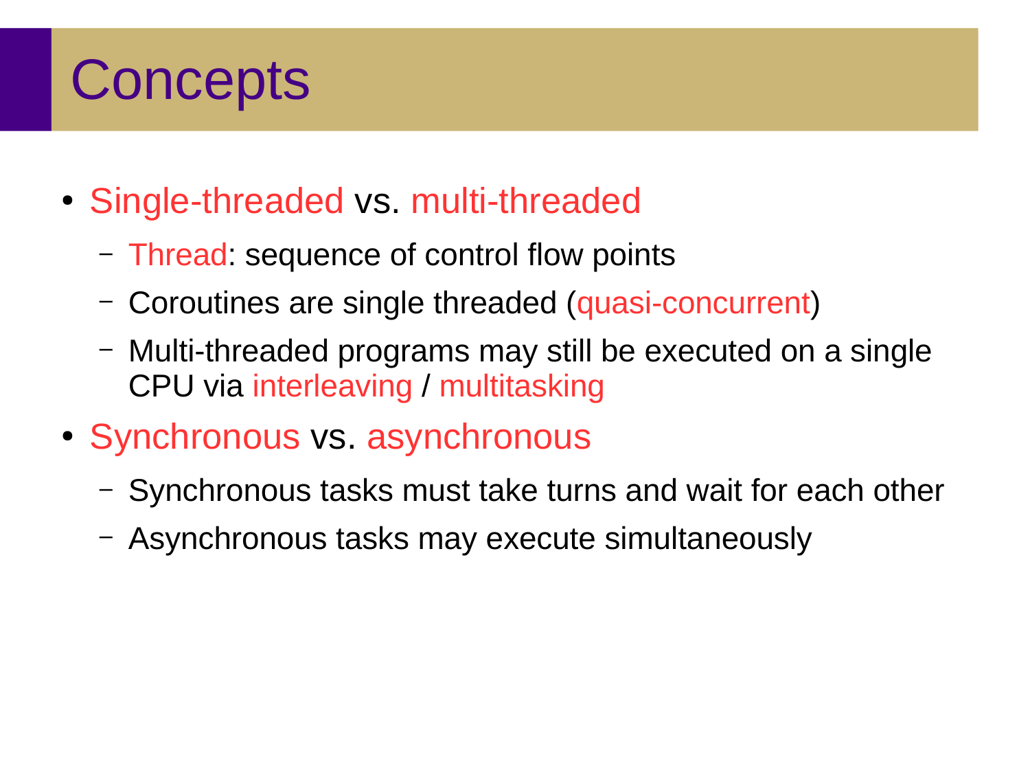# Concepts

- Single-threaded vs. multi-threaded
  - Thread: sequence of control flow points
  - Coroutines are single threaded (quasi-concurrent)
  - Multi-threaded programs may still be executed on a single CPU via interleaving / multitasking
- Synchronous vs. asynchronous
  - Synchronous tasks must take turns and wait for each other
  - Asynchronous tasks may execute simultaneously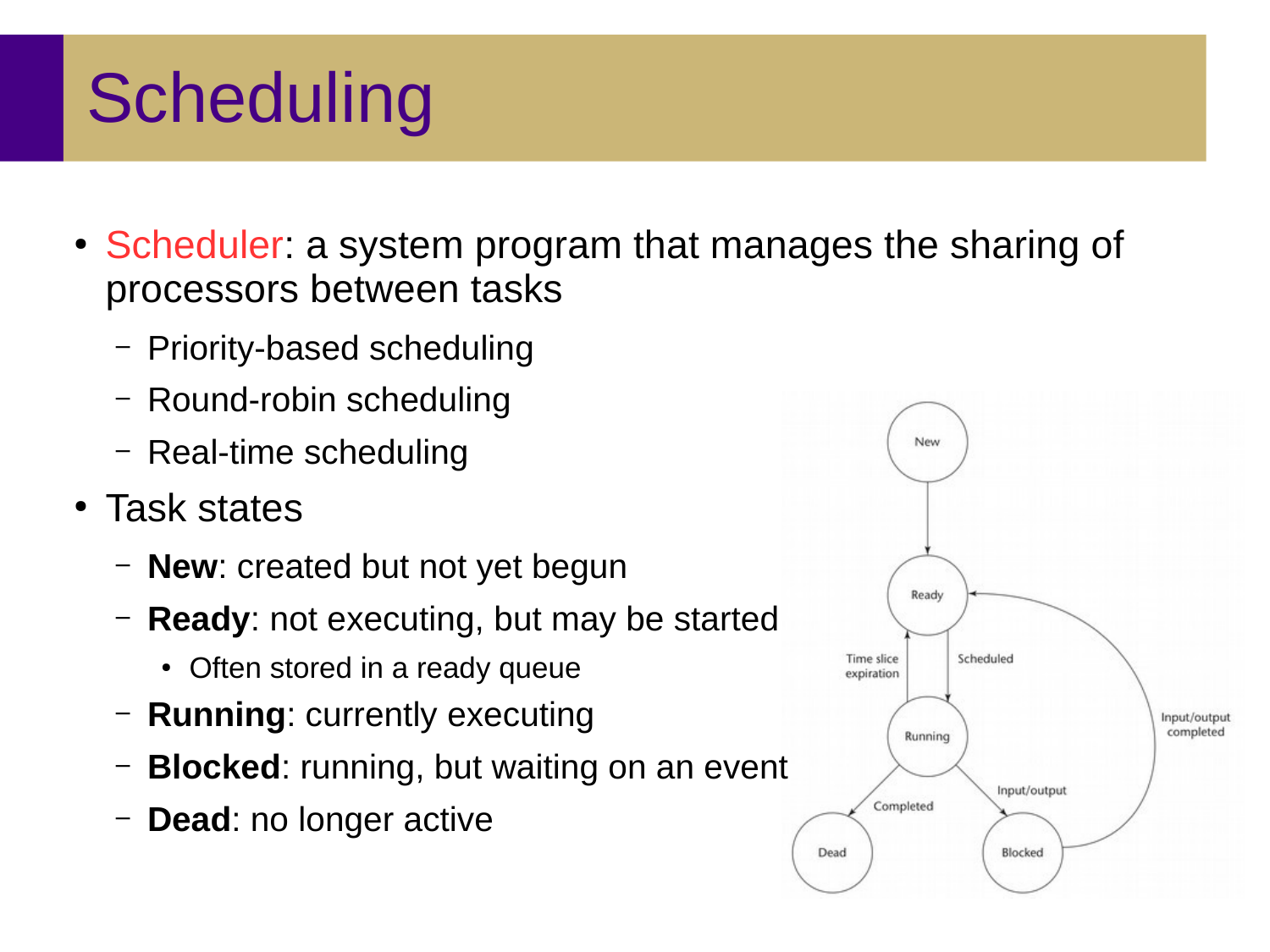# Scheduling

- Scheduler: a system program that manages the sharing of processors between tasks
  - Priority-based scheduling
  - Round-robin scheduling
  - Real-time scheduling
- Task states
  - **New**: created but not yet begun
  - **Ready**: not executing, but may be started
    - Often stored in a ready queue
  - **Running**: currently executing
  - **Blocked**: running, but waiting on an event
  - **Dead**: no longer active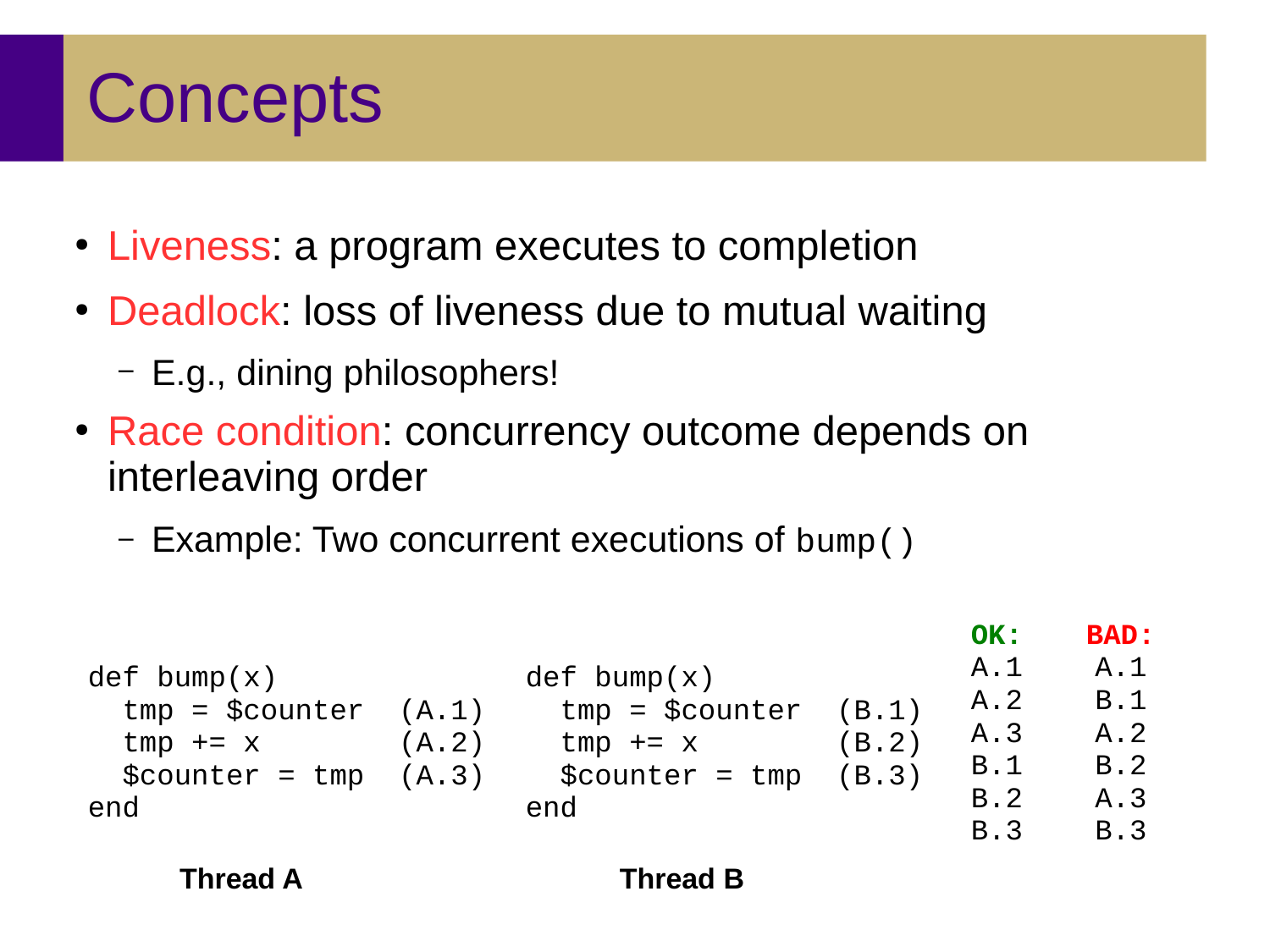# Concepts

- Liveness: a program executes to completion
- Deadlock: loss of liveness due to mutual waiting
  - E.g., dining philosophers!
- Race condition: concurrency outcome depends on interleaving order
  - Example: Two concurrent executions of `bump()`

**Thread A**

```
def bump(x)
  tmp = $counter   (A.1)
  tmp += x         (A.2)
  $counter = tmp   (A.3)
end
```

**Thread B**

```
def bump(x)
  tmp = $counter   (B.1)
  tmp += x         (B.2)
  $counter = tmp   (B.3)
end
```

| OK: | BAD: |
| --- | --- |
| A.1 | A.1 |
| A.2 | B.1 |
| A.3 | A.2 |
| B.1 | B.2 |
| B.2 | A.3 |
| B.3 | B.3 |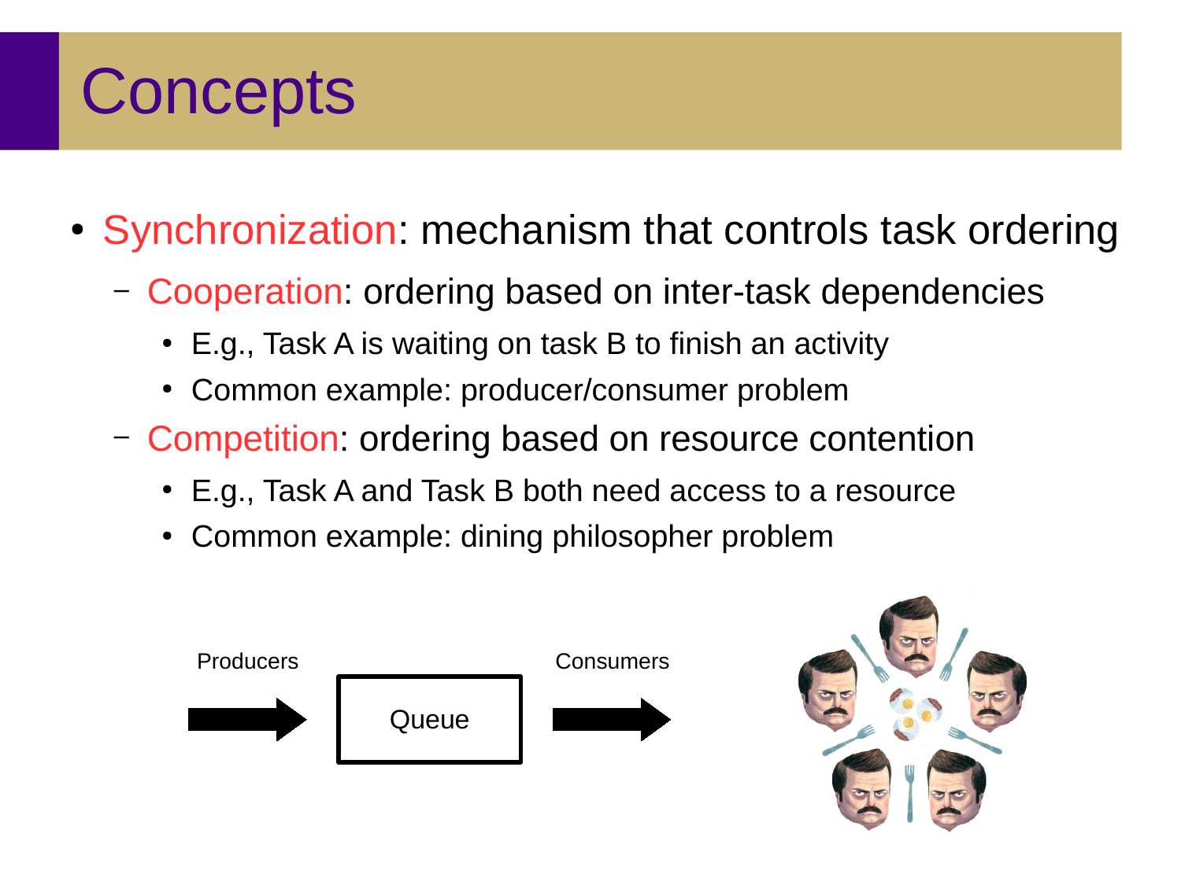# Concepts

- Synchronization: mechanism that controls task ordering
  - Cooperation: ordering based on inter-task dependencies
    - E.g., Task A is waiting on task B to finish an activity
    - Common example: producer/consumer problem
  - Competition: ordering based on resource contention
    - E.g., Task A and Task B both need access to a resource
    - Common example: dining philosopher problem

Producers → Queue → Consumers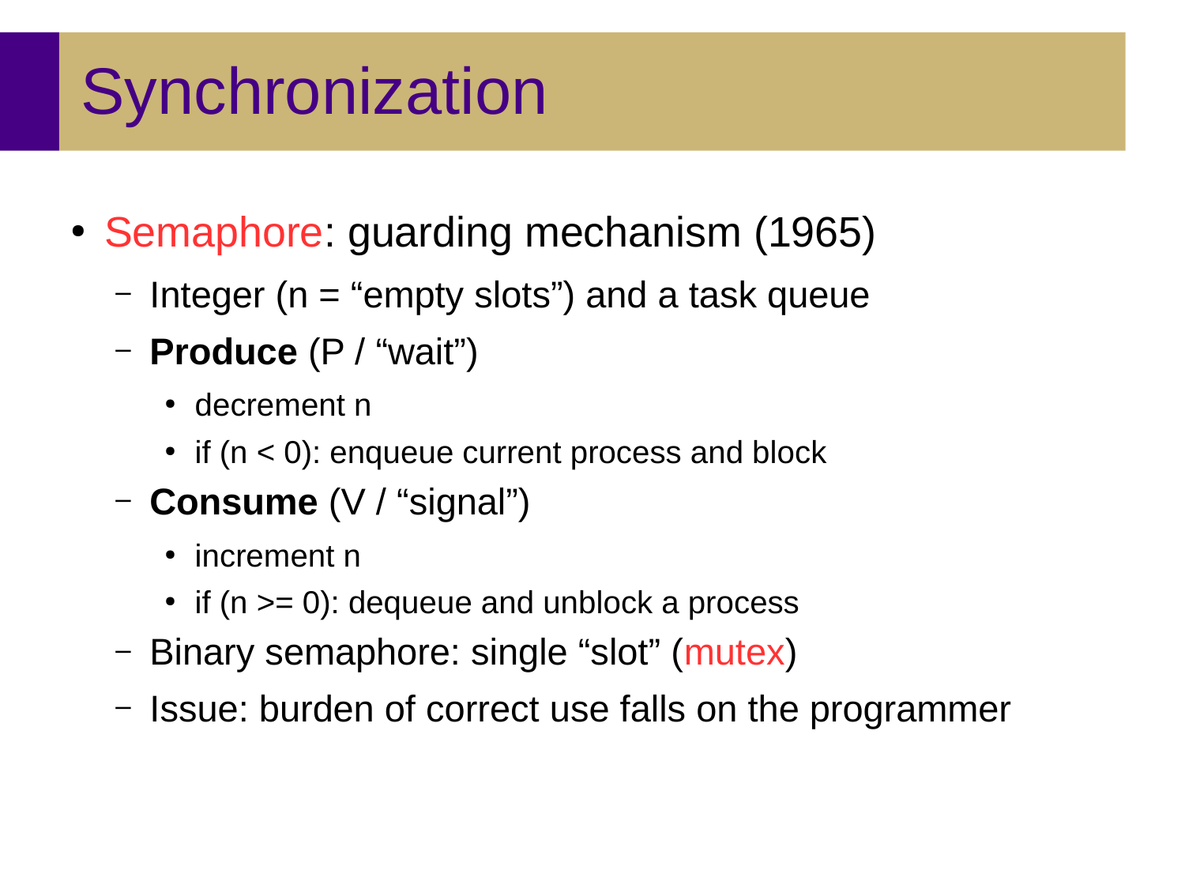# Synchronization

- Semaphore: guarding mechanism (1965)
  - Integer (n = “empty slots”) and a task queue
  - **Produce** (P / “wait”)
    - decrement n
    - if (n < 0): enqueue current process and block
  - **Consume** (V / “signal”)
    - increment n
    - if (n >= 0): dequeue and unblock a process
  - Binary semaphore: single “slot” (mutex)
  - Issue: burden of correct use falls on the programmer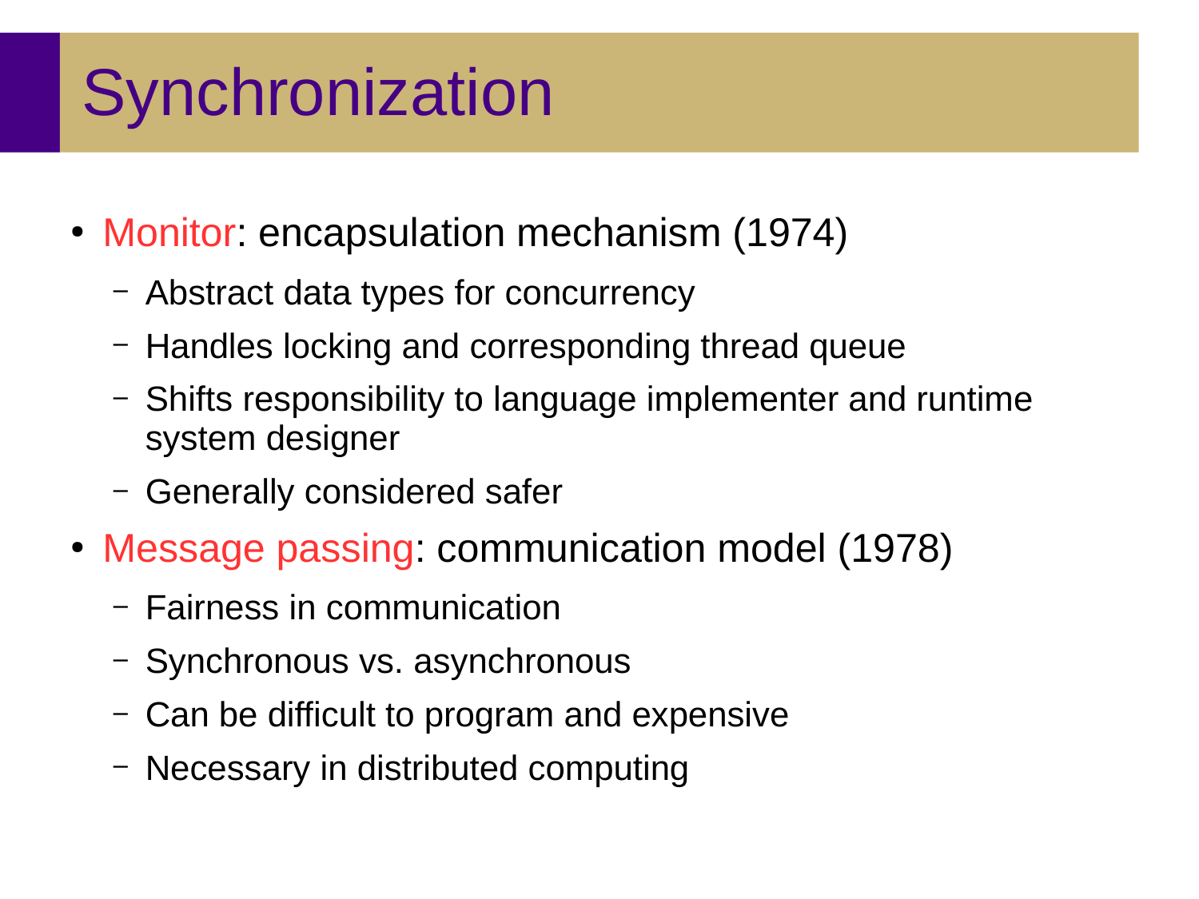# Synchronization

- Monitor: encapsulation mechanism (1974)
  - Abstract data types for concurrency
  - Handles locking and corresponding thread queue
  - Shifts responsibility to language implementer and runtime system designer
  - Generally considered safer
- Message passing: communication model (1978)
  - Fairness in communication
  - Synchronous vs. asynchronous
  - Can be difficult to program and expensive
  - Necessary in distributed computing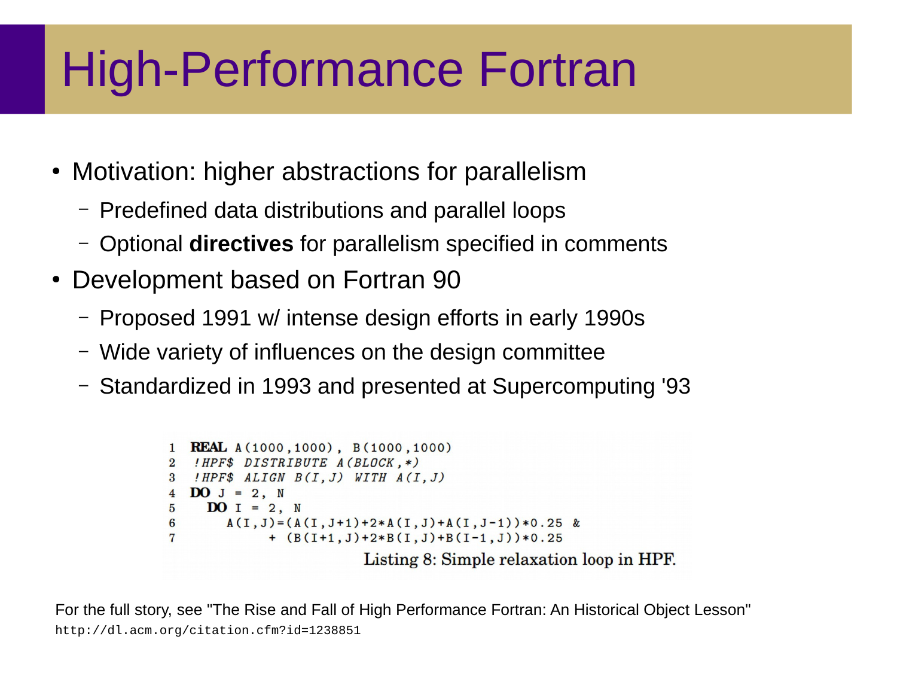# High-Performance Fortran

- Motivation: higher abstractions for parallelism
  - Predefined data distributions and parallel loops
  - Optional **directives** for parallelism specified in comments
- Development based on Fortran 90
  - Proposed 1991 w/ intense design efforts in early 1990s
  - Wide variety of influences on the design committee
  - Standardized in 1993 and presented at Supercomputing '93

```
1  REAL A(1000,1000), B(1000,1000)
2  !HPF$ DISTRIBUTE A(BLOCK,*)
3  !HPF$ ALIGN B(I,J) WITH A(I,J)
4  DO J = 2, N
5    DO I = 2, N
6      A(I,J)=(A(I,J+1)+2*A(I,J)+A(I,J-1))*0.25 &
7            + (B(I+1,J)+2*B(I,J)+B(I-1,J))*0.25
```

Listing 8: Simple relaxation loop in HPF.

For the full story, see "The Rise and Fall of High Performance Fortran: An Historical Object Lesson"
`http://dl.acm.org/citation.cfm?id=1238851`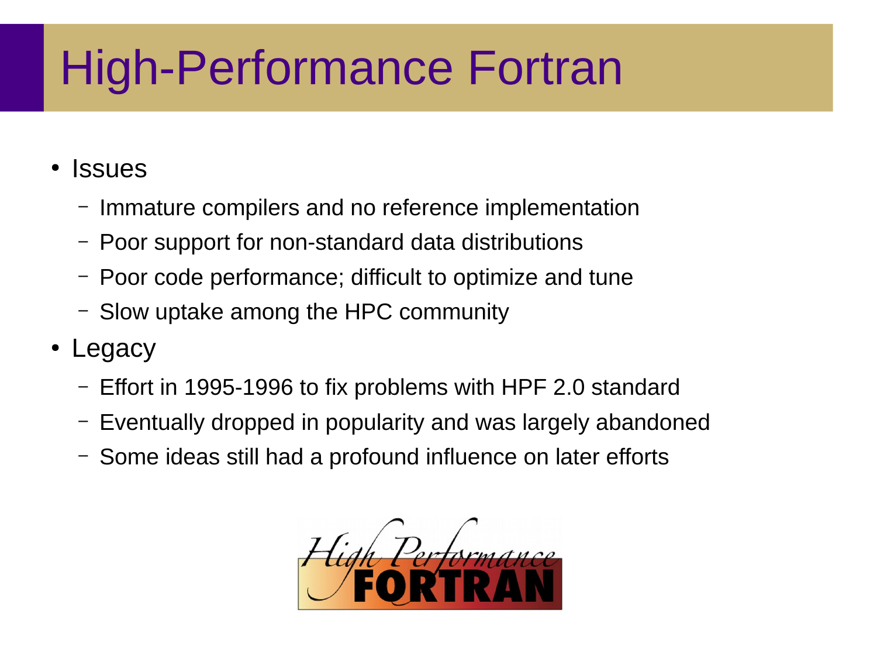# High-Performance Fortran

- Issues
  - Immature compilers and no reference implementation
  - Poor support for non-standard data distributions
  - Poor code performance; difficult to optimize and tune
  - Slow uptake among the HPC community
- Legacy
  - Effort in 1995-1996 to fix problems with HPF 2.0 standard
  - Eventually dropped in popularity and was largely abandoned
  - Some ideas still had a profound influence on later efforts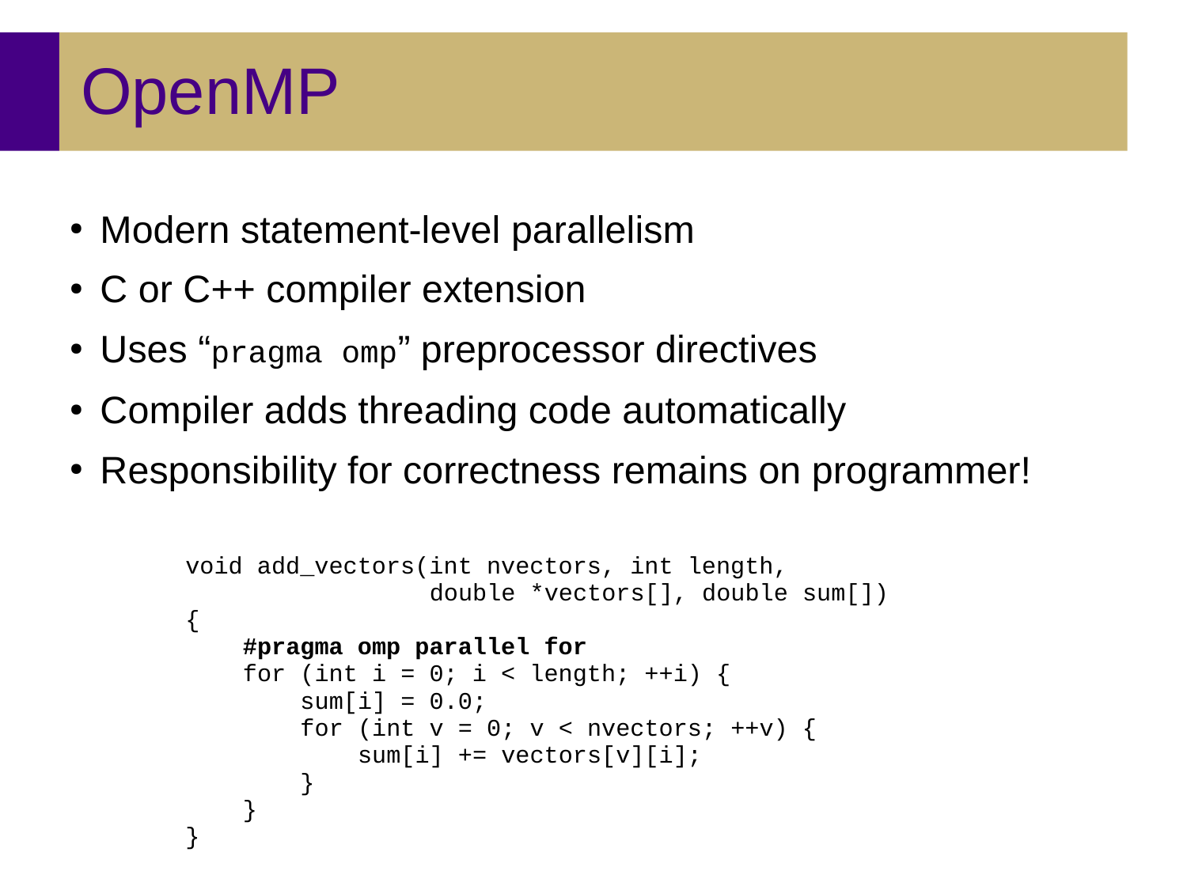# OpenMP

- Modern statement-level parallelism
- C or C++ compiler extension
- Uses "`pragma omp`" preprocessor directives
- Compiler adds threading code automatically
- Responsibility for correctness remains on programmer!

```
void add_vectors(int nvectors, int length,
                 double *vectors[], double sum[])
{
    #pragma omp parallel for
    for (int i = 0; i < length; ++i) {
        sum[i] = 0.0;
        for (int v = 0; v < nvectors; ++v) {
            sum[i] += vectors[v][i];
        }
    }
}
```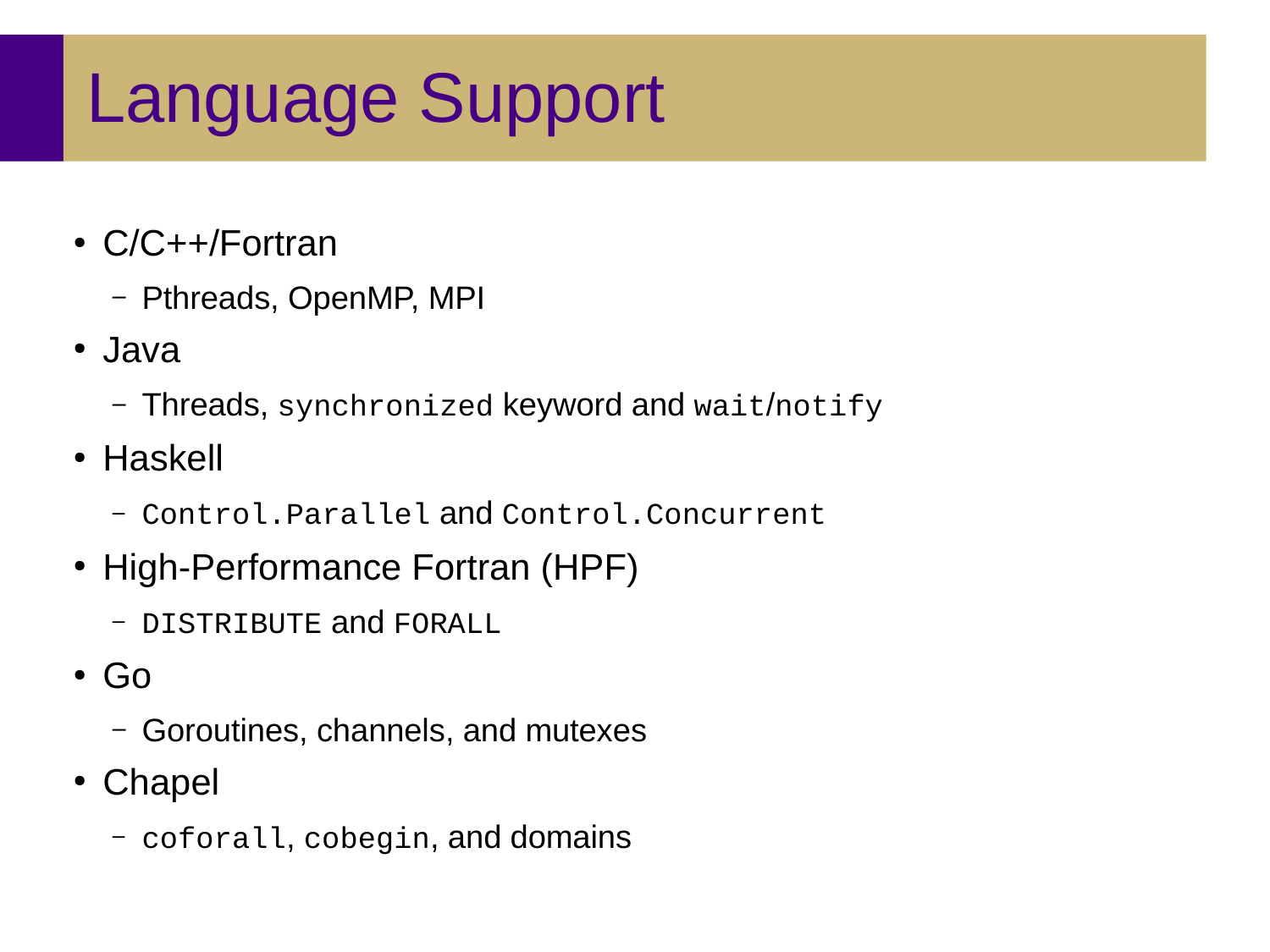# Language Support

- C/C++/Fortran
  - Pthreads, OpenMP, MPI
- Java
  - Threads, `synchronized` keyword and `wait`/`notify`
- Haskell
  - `Control.Parallel` and `Control.Concurrent`
- High-Performance Fortran (HPF)
  - `DISTRIBUTE` and `FORALL`
- Go
  - Goroutines, channels, and mutexes
- Chapel
  - `coforall`, `cobegin`, and domains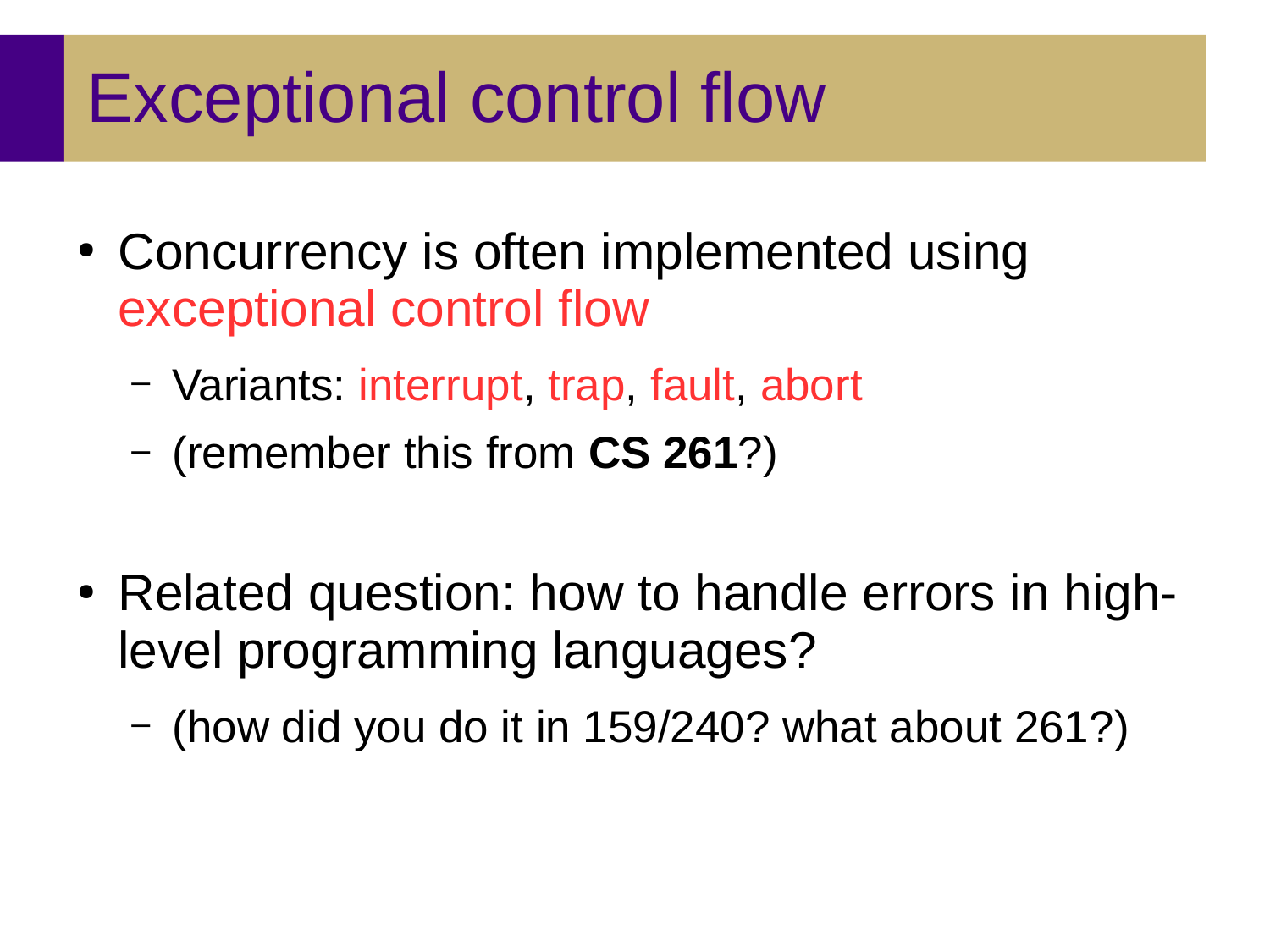# Exceptional control flow

- Concurrency is often implemented using exceptional control flow
  - Variants: interrupt, trap, fault, abort
  - (remember this from **CS 261**?)
- Related question: how to handle errors in high-level programming languages?
  - (how did you do it in 159/240? what about 261?)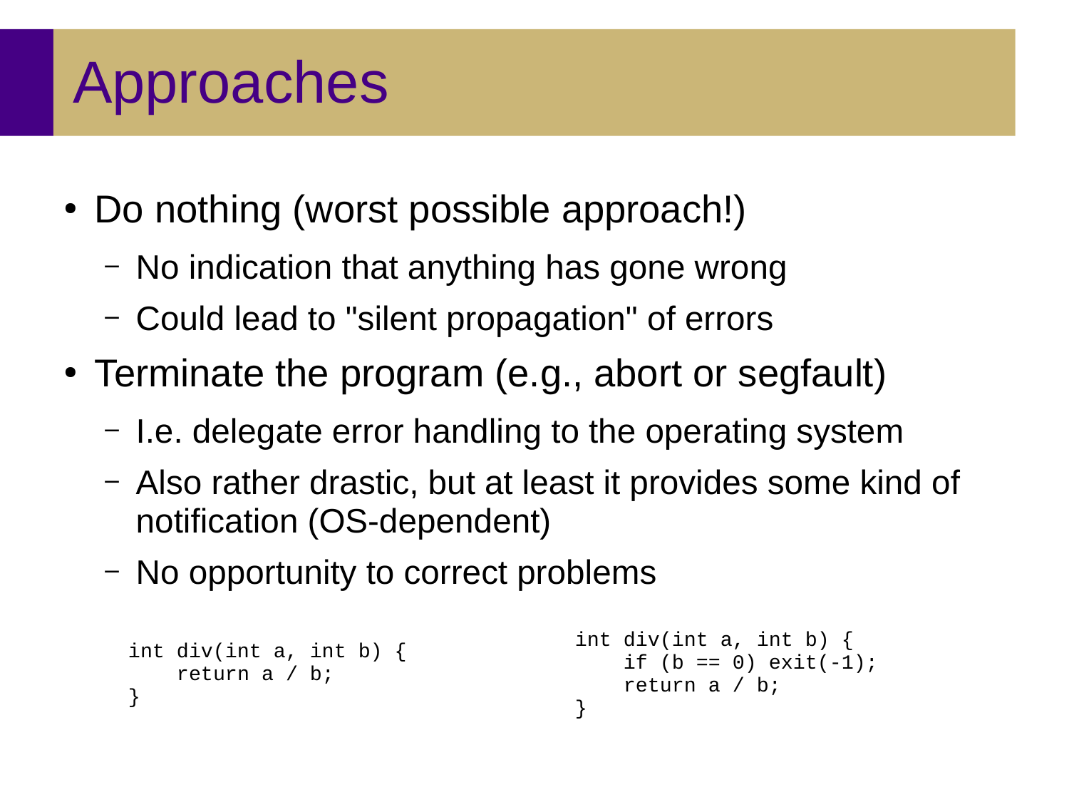# Approaches

- Do nothing (worst possible approach!)
  - No indication that anything has gone wrong
  - Could lead to "silent propagation" of errors
- Terminate the program (e.g., abort or segfault)
  - I.e. delegate error handling to the operating system
  - Also rather drastic, but at least it provides some kind of notification (OS-dependent)
  - No opportunity to correct problems

```
int div(int a, int b) {
    return a / b;
}
```

```
int div(int a, int b) {
    if (b == 0) exit(-1);
    return a / b;
}
```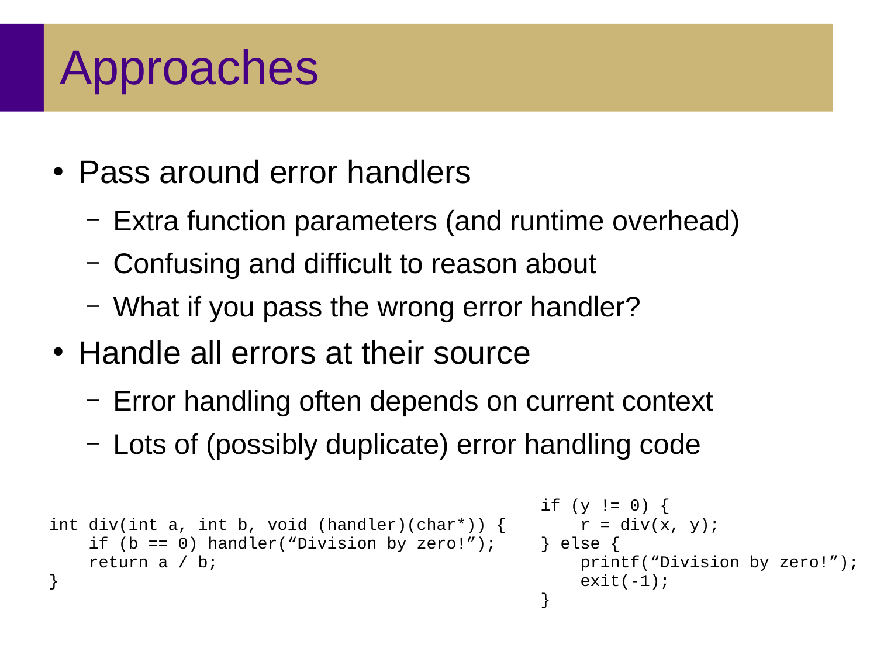# Approaches

- Pass around error handlers
  - Extra function parameters (and runtime overhead)
  - Confusing and difficult to reason about
  - What if you pass the wrong error handler?
- Handle all errors at their source
  - Error handling often depends on current context
  - Lots of (possibly duplicate) error handling code

```
int div(int a, int b, void (handler)(char*)) {
    if (b == 0) handler(“Division by zero!”);
    return a / b;
}
```

```
if (y != 0) {
    r = div(x, y);
} else {
    printf(“Division by zero!”);
    exit(-1);
}
```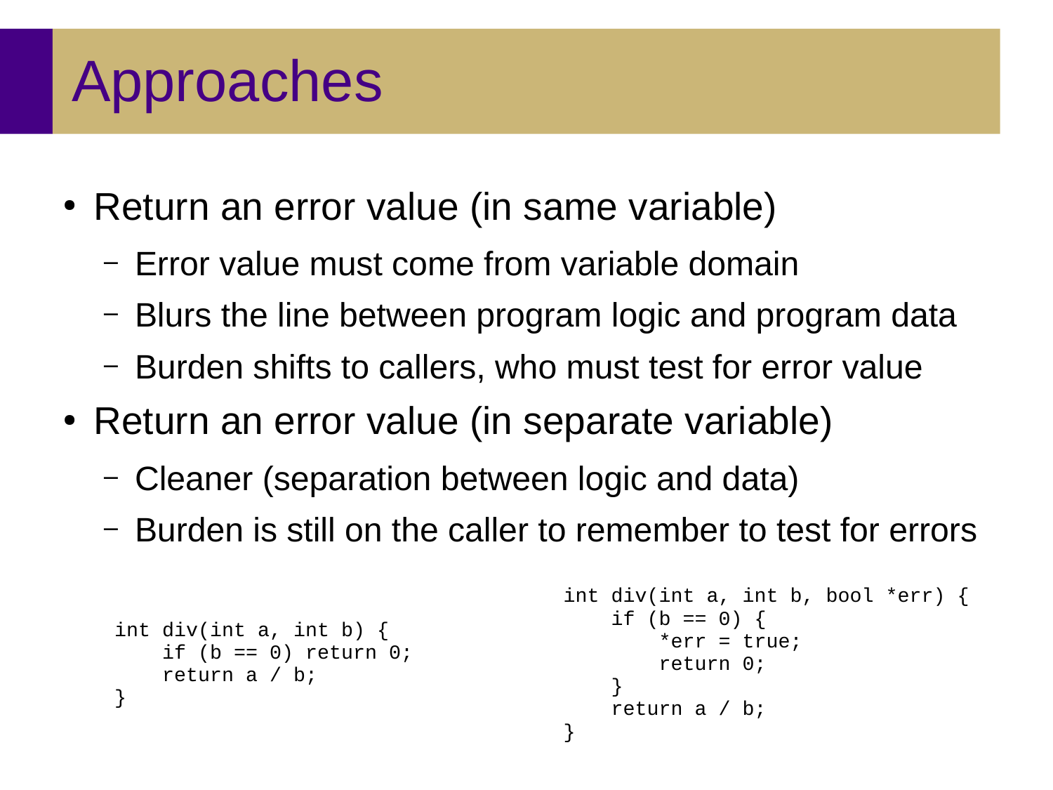# Approaches

- Return an error value (in same variable)
  - Error value must come from variable domain
  - Blurs the line between program logic and program data
  - Burden shifts to callers, who must test for error value
- Return an error value (in separate variable)
  - Cleaner (separation between logic and data)
  - Burden is still on the caller to remember to test for errors

```
int div(int a, int b) {
    if (b == 0) return 0;
    return a / b;
}
```

```
int div(int a, int b, bool *err) {
    if (b == 0) {
        *err = true;
        return 0;
    }
    return a / b;
}
```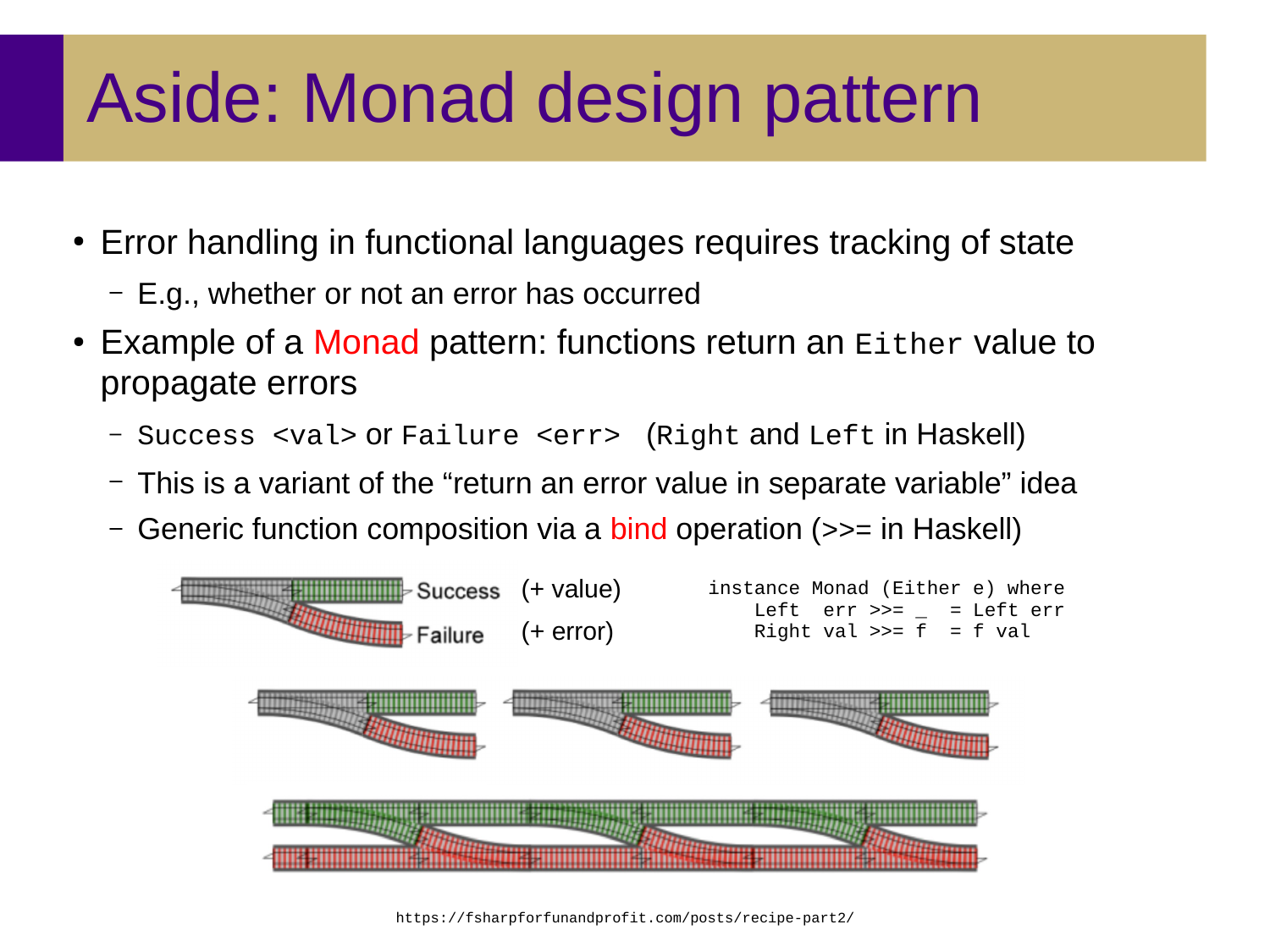# Aside: Monad design pattern

- Error handling in functional languages requires tracking of state
  - E.g., whether or not an error has occurred
- Example of a Monad pattern: functions return an `Either` value to propagate errors
  - `Success <val>` or `Failure <err>` (`Right` and `Left` in Haskell)
  - This is a variant of the “return an error value in separate variable” idea
  - Generic function composition via a bind operation (>>= in Haskell)

Success (+ value)

Failure (+ error)

```
instance Monad (Either e) where
    Left  err >>= _  = Left err
    Right val >>= f  = f val
```

https://fsharpforfunandprofit.com/posts/recipe-part2/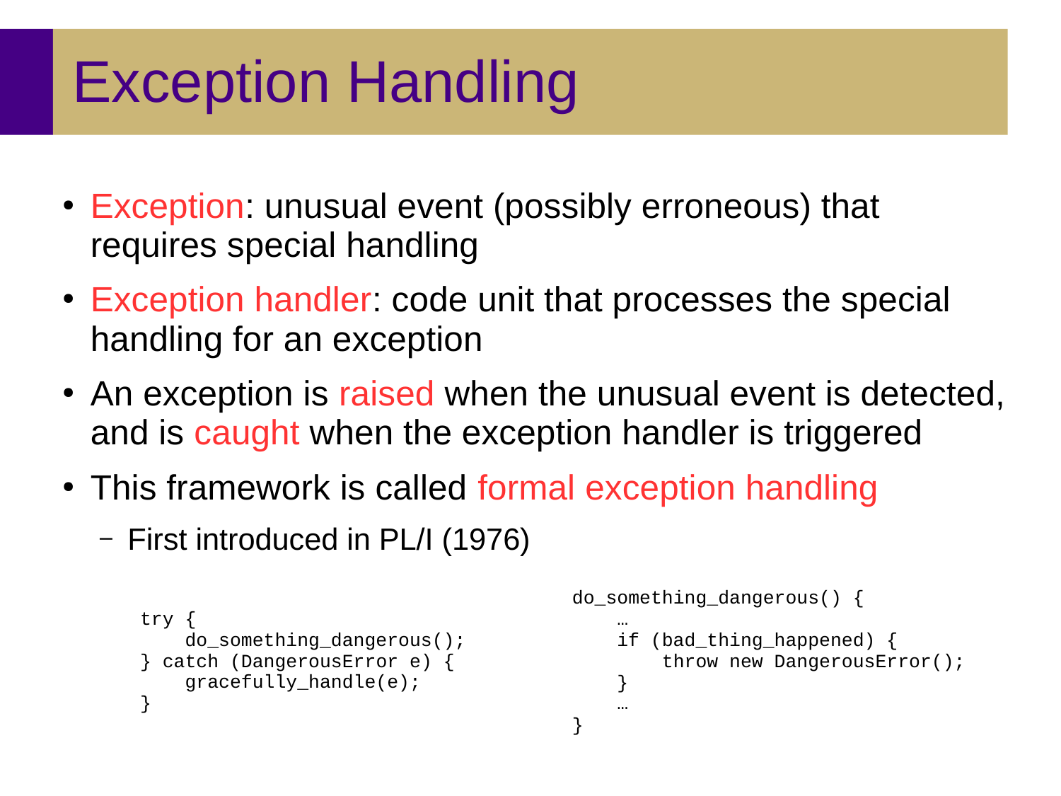# Exception Handling

- Exception: unusual event (possibly erroneous) that requires special handling
- Exception handler: code unit that processes the special handling for an exception
- An exception is raised when the unusual event is detected, and is caught when the exception handler is triggered
- This framework is called formal exception handling
  - First introduced in PL/I (1976)

```
try {
    do_something_dangerous();
} catch (DangerousError e) {
    gracefully_handle(e);
}
```

```
do_something_dangerous() {
    …
    if (bad_thing_happened) {
        throw new DangerousError();
    }
    …
}
```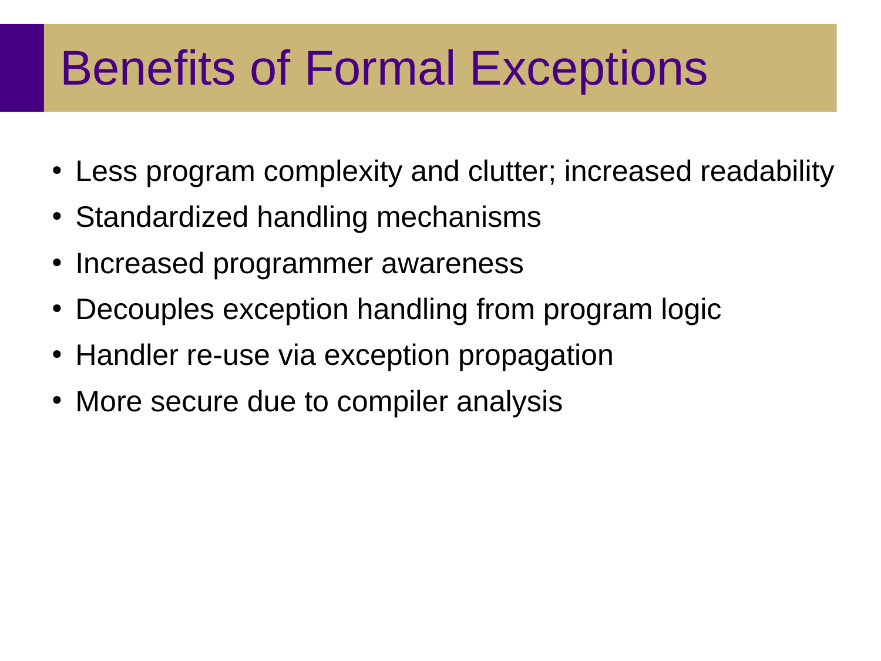# Benefits of Formal Exceptions

- Less program complexity and clutter; increased readability
- Standardized handling mechanisms
- Increased programmer awareness
- Decouples exception handling from program logic
- Handler re-use via exception propagation
- More secure due to compiler analysis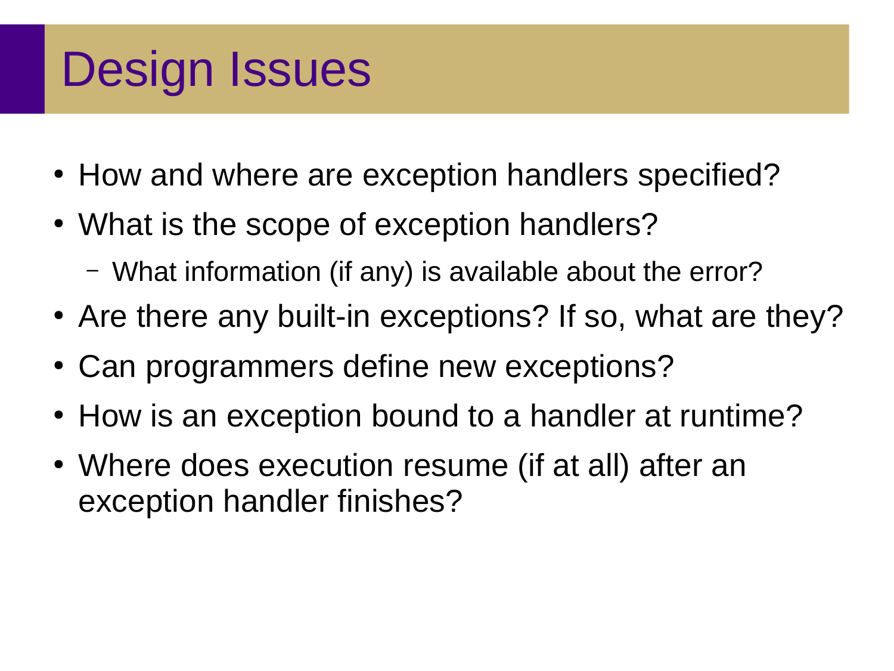# Design Issues

- How and where are exception handlers specified?
- What is the scope of exception handlers?
  - What information (if any) is available about the error?
- Are there any built-in exceptions? If so, what are they?
- Can programmers define new exceptions?
- How is an exception bound to a handler at runtime?
- Where does execution resume (if at all) after an exception handler finishes?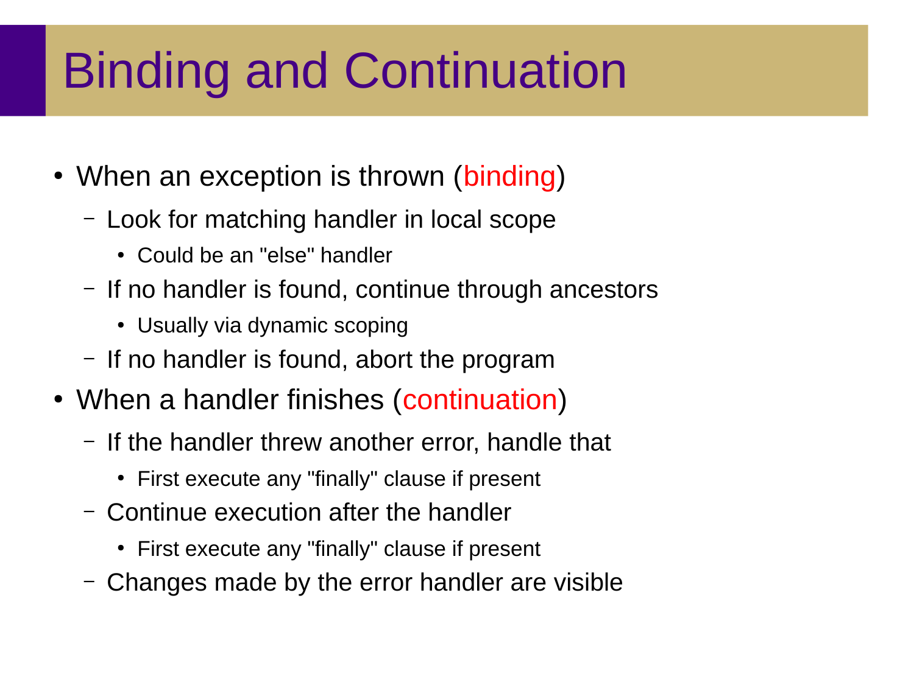# Binding and Continuation

- When an exception is thrown (binding)
  - Look for matching handler in local scope
    - Could be an "else" handler
  - If no handler is found, continue through ancestors
    - Usually via dynamic scoping
  - If no handler is found, abort the program
- When a handler finishes (continuation)
  - If the handler threw another error, handle that
    - First execute any "finally" clause if present
  - Continue execution after the handler
    - First execute any "finally" clause if present
  - Changes made by the error handler are visible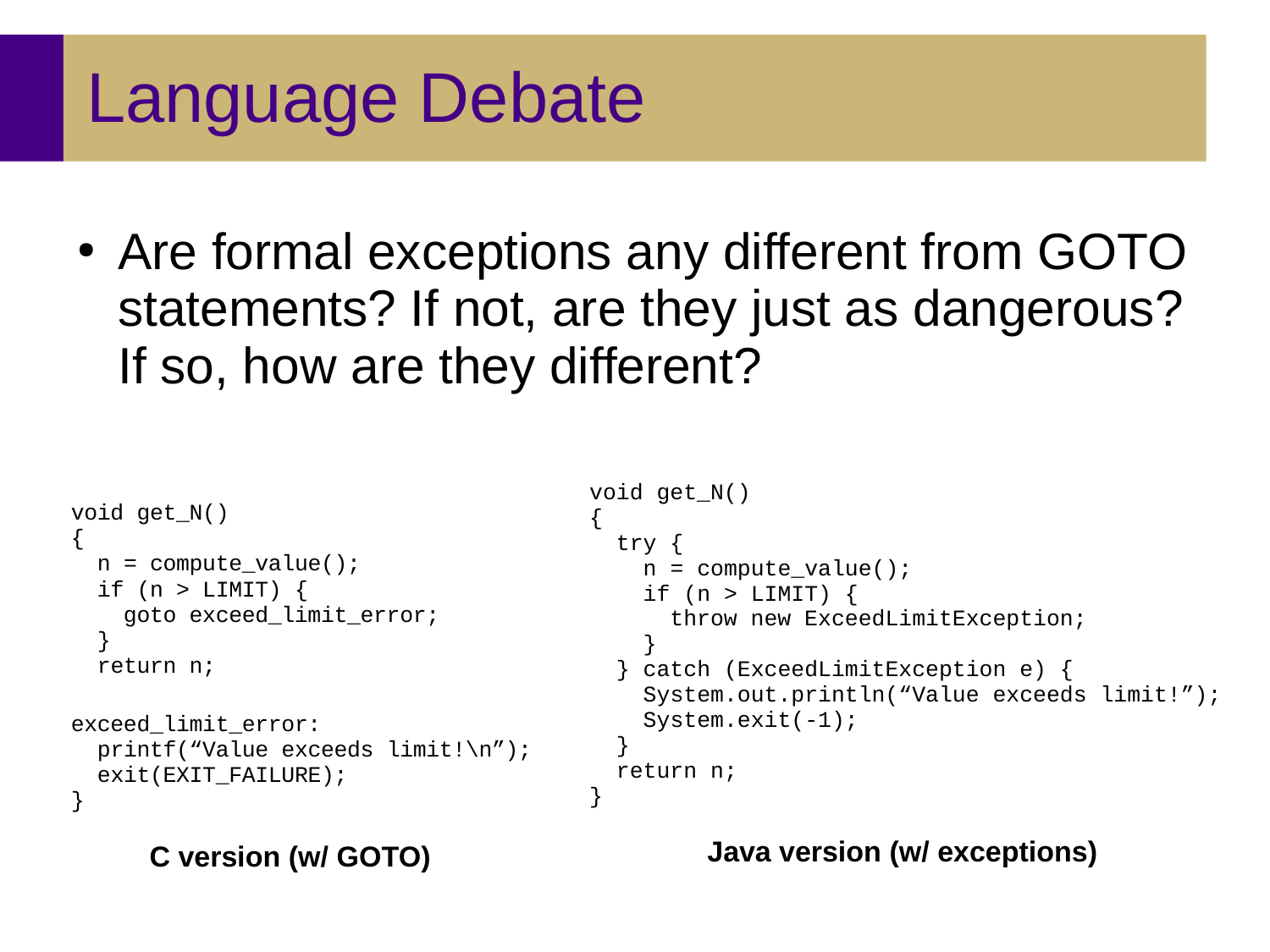# Language Debate

- Are formal exceptions any different from GOTO statements? If not, are they just as dangerous? If so, how are they different?

```
void get_N()
{
  n = compute_value();
  if (n > LIMIT) {
    goto exceed_limit_error;
  }
  return n;

exceed_limit_error:
  printf(“Value exceeds limit!\n”);
  exit(EXIT_FAILURE);
}
```

**C version (w/ GOTO)**

```
void get_N()
{
  try {
    n = compute_value();
    if (n > LIMIT) {
      throw new ExceedLimitException;
    }
  } catch (ExceedLimitException e) {
    System.out.println(“Value exceeds limit!”);
    System.exit(-1);
  }
  return n;
}
```

**Java version (w/ exceptions)**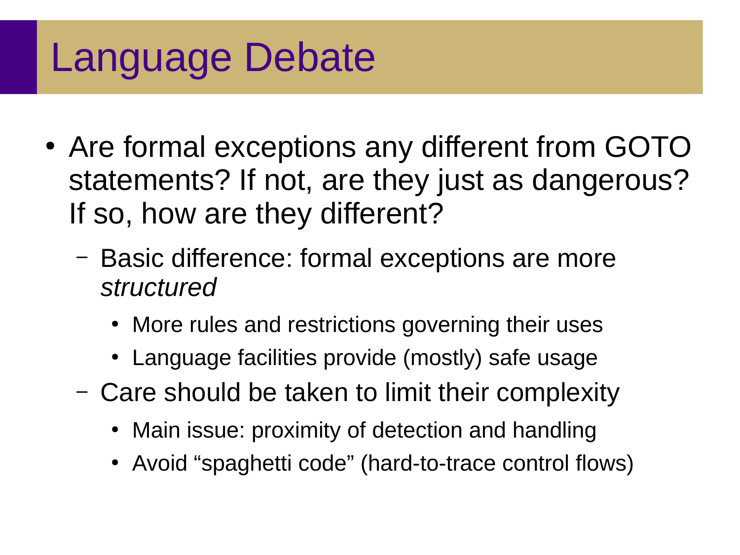# Language Debate

- Are formal exceptions any different from GOTO statements? If not, are they just as dangerous? If so, how are they different?
  - Basic difference: formal exceptions are more *structured*
    - More rules and restrictions governing their uses
    - Language facilities provide (mostly) safe usage
  - Care should be taken to limit their complexity
    - Main issue: proximity of detection and handling
    - Avoid “spaghetti code” (hard-to-trace control flows)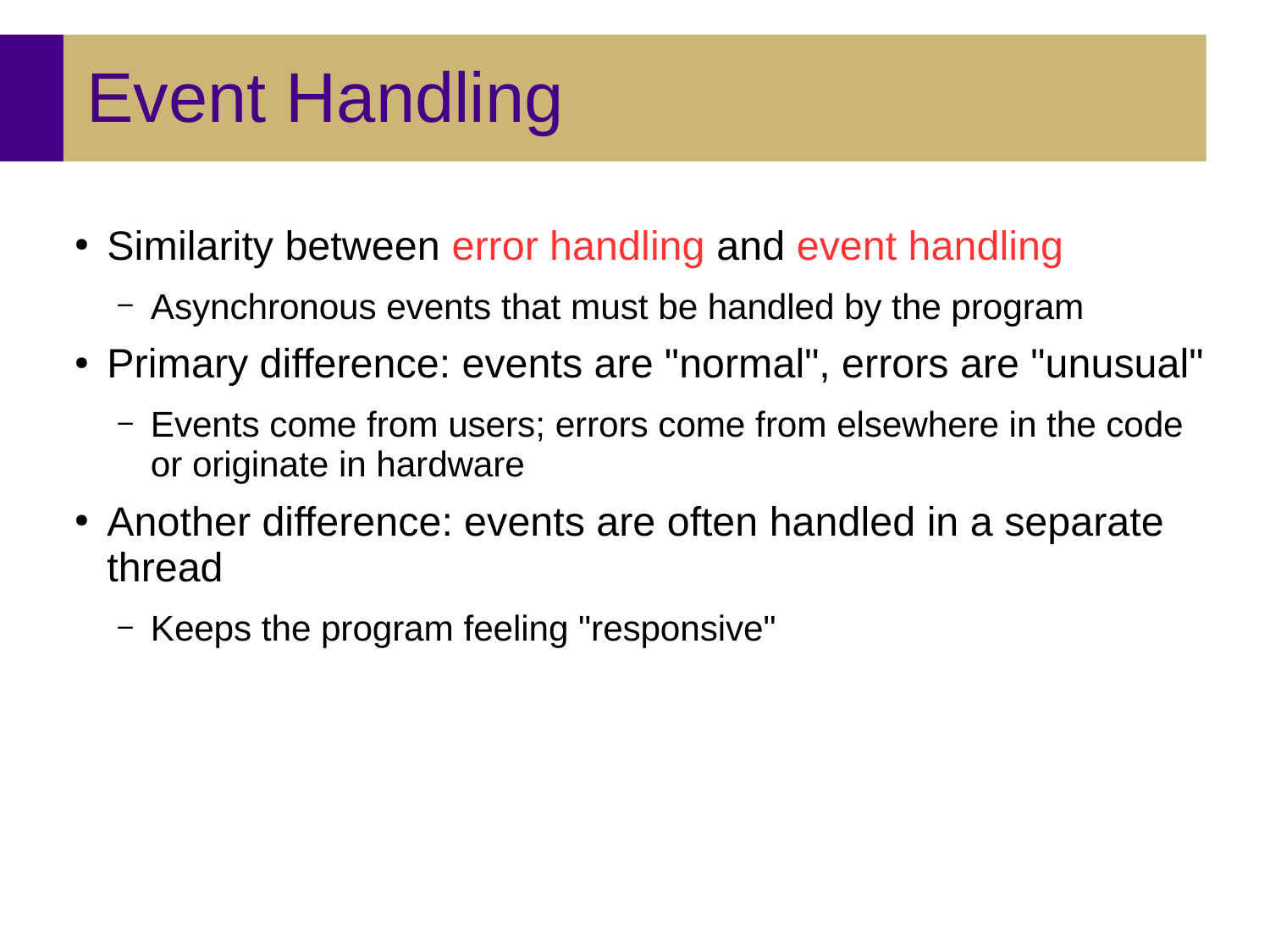# Event Handling

- Similarity between error handling and event handling
  - Asynchronous events that must be handled by the program
- Primary difference: events are "normal", errors are "unusual"
  - Events come from users; errors come from elsewhere in the code or originate in hardware
- Another difference: events are often handled in a separate thread
  - Keeps the program feeling "responsive"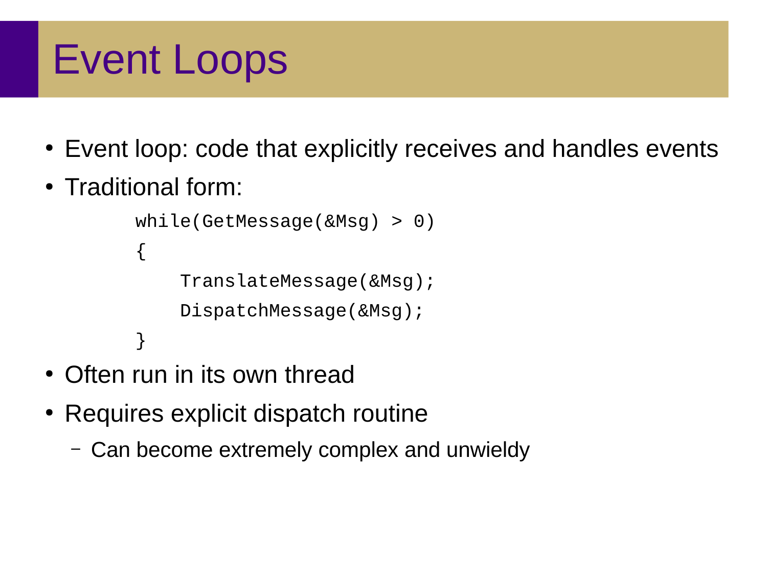# Event Loops

- Event loop: code that explicitly receives and handles events
- Traditional form:

```
while(GetMessage(&Msg) > 0)
{
    TranslateMessage(&Msg);
    DispatchMessage(&Msg);
}
```

- Often run in its own thread
- Requires explicit dispatch routine
  - Can become extremely complex and unwieldy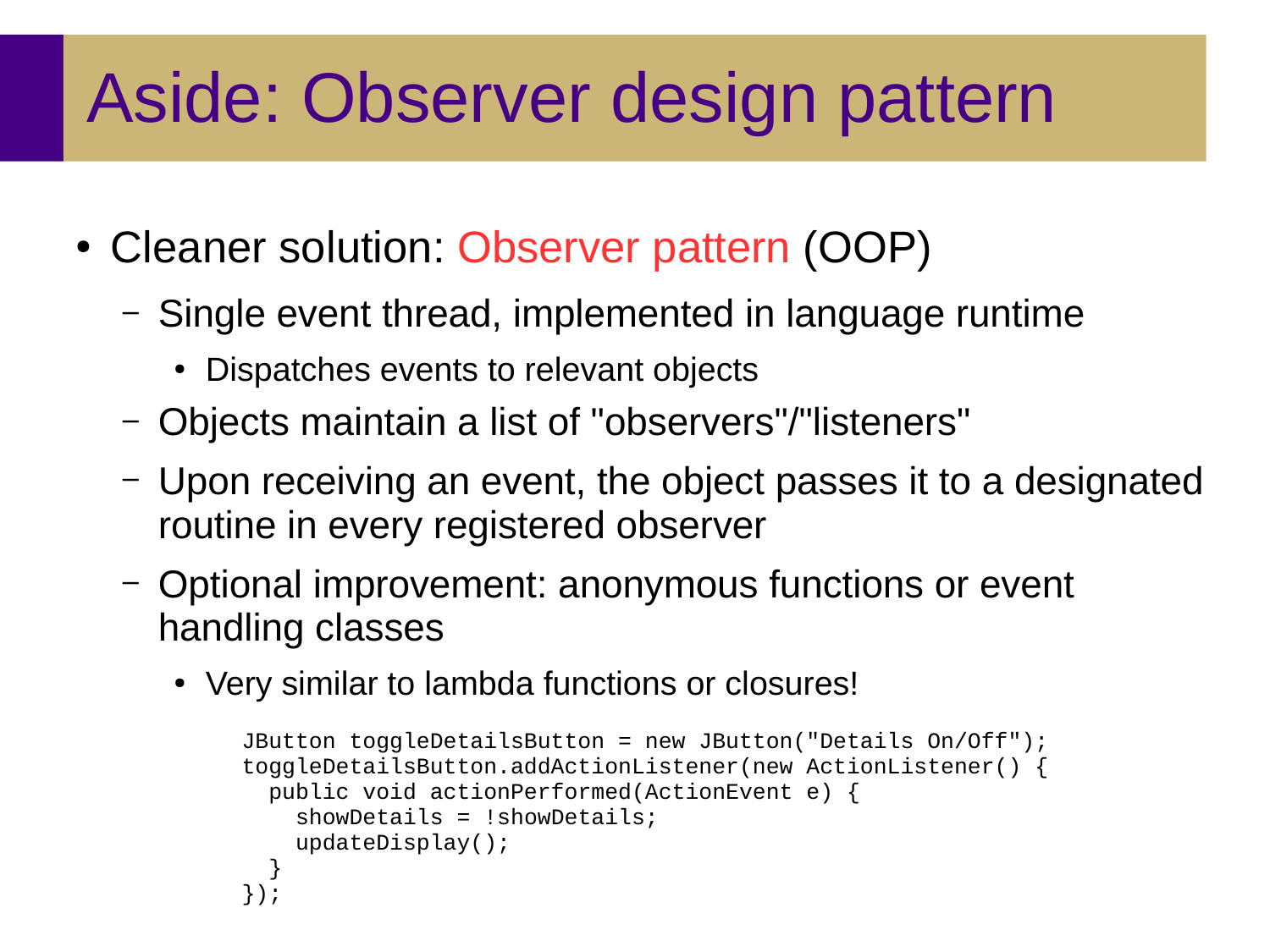# Aside: Observer design pattern

- Cleaner solution: Observer pattern (OOP)
  - Single event thread, implemented in language runtime
    - Dispatches events to relevant objects
  - Objects maintain a list of "observers"/"listeners"
  - Upon receiving an event, the object passes it to a designated routine in every registered observer
  - Optional improvement: anonymous functions or event handling classes
    - Very similar to lambda functions or closures!

```
JButton toggleDetailsButton = new JButton("Details On/Off");
toggleDetailsButton.addActionListener(new ActionListener() {
  public void actionPerformed(ActionEvent e) {
    showDetails = !showDetails;
    updateDisplay();
  }
});
```